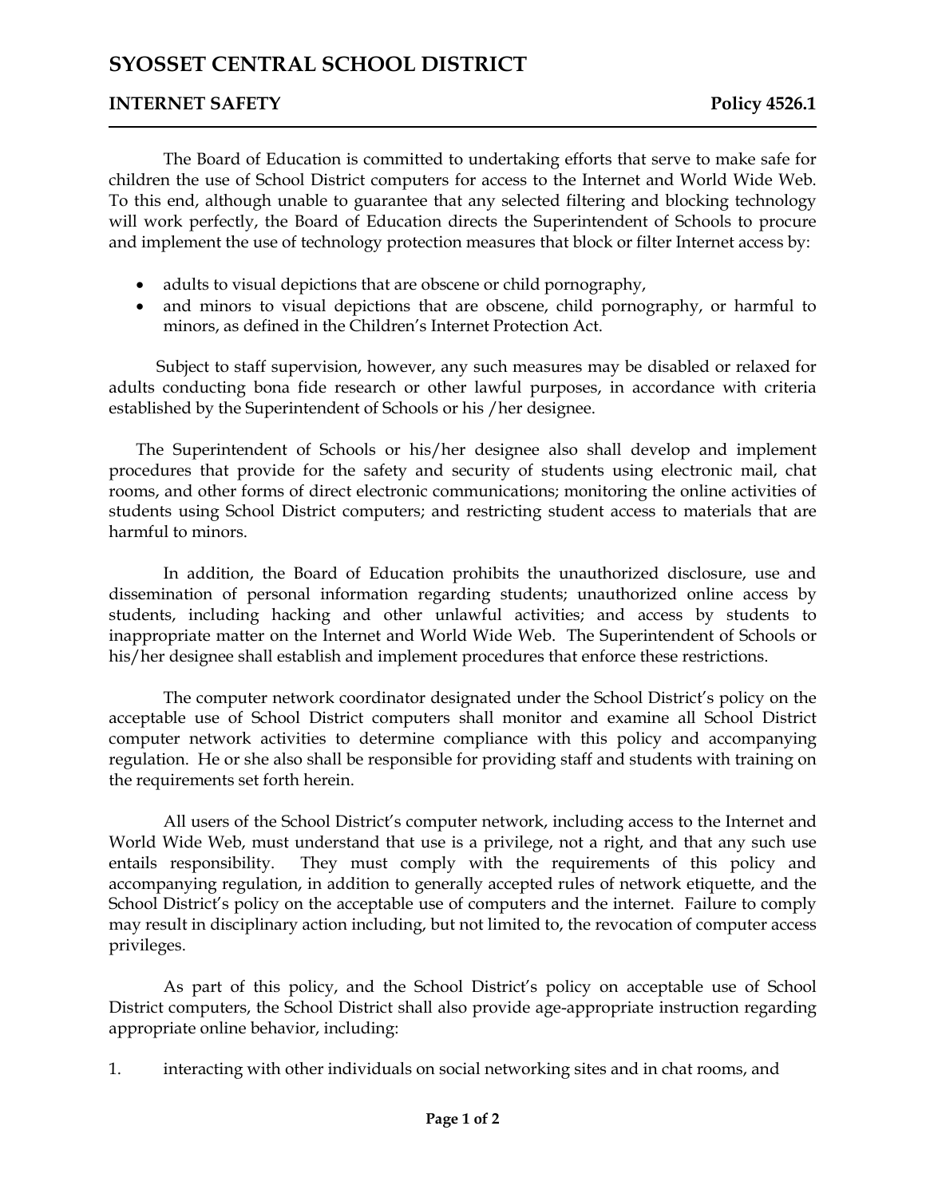# SYOSSET CENTRAL SCHOOL DISTRICT

## INTERNET SAFETY **Policy 4526.1**

The Board of Education is committed to undertaking efforts that serve to make safe for children the use of School District computers for access to the Internet and World Wide Web. To this end, although unable to guarantee that any selected filtering and blocking technology will work perfectly, the Board of Education directs the Superintendent of Schools to procure and implement the use of technology protection measures that block or filter Internet access by:

- adults to visual depictions that are obscene or child pornography,
- and minors to visual depictions that are obscene, child pornography, or harmful to minors, as defined in the Children's Internet Protection Act.

Subject to staff supervision, however, any such measures may be disabled or relaxed for adults conducting bona fide research or other lawful purposes, in accordance with criteria established by the Superintendent of Schools or his /her designee.

The Superintendent of Schools or his/her designee also shall develop and implement procedures that provide for the safety and security of students using electronic mail, chat rooms, and other forms of direct electronic communications; monitoring the online activities of students using School District computers; and restricting student access to materials that are harmful to minors.

In addition, the Board of Education prohibits the unauthorized disclosure, use and dissemination of personal information regarding students; unauthorized online access by students, including hacking and other unlawful activities; and access by students to inappropriate matter on the Internet and World Wide Web. The Superintendent of Schools or his/her designee shall establish and implement procedures that enforce these restrictions.

The computer network coordinator designated under the School District's policy on the acceptable use of School District computers shall monitor and examine all School District computer network activities to determine compliance with this policy and accompanying regulation. He or she also shall be responsible for providing staff and students with training on the requirements set forth herein.

All users of the School District's computer network, including access to the Internet and World Wide Web, must understand that use is a privilege, not a right, and that any such use entails responsibility. They must comply with the requirements of this policy and accompanying regulation, in addition to generally accepted rules of network etiquette, and the School District's policy on the acceptable use of computers and the internet. Failure to comply may result in disciplinary action including, but not limited to, the revocation of computer access privileges.

As part of this policy, and the School District's policy on acceptable use of School District computers, the School District shall also provide age-appropriate instruction regarding appropriate online behavior, including:

1. interacting with other individuals on social networking sites and in chat rooms, and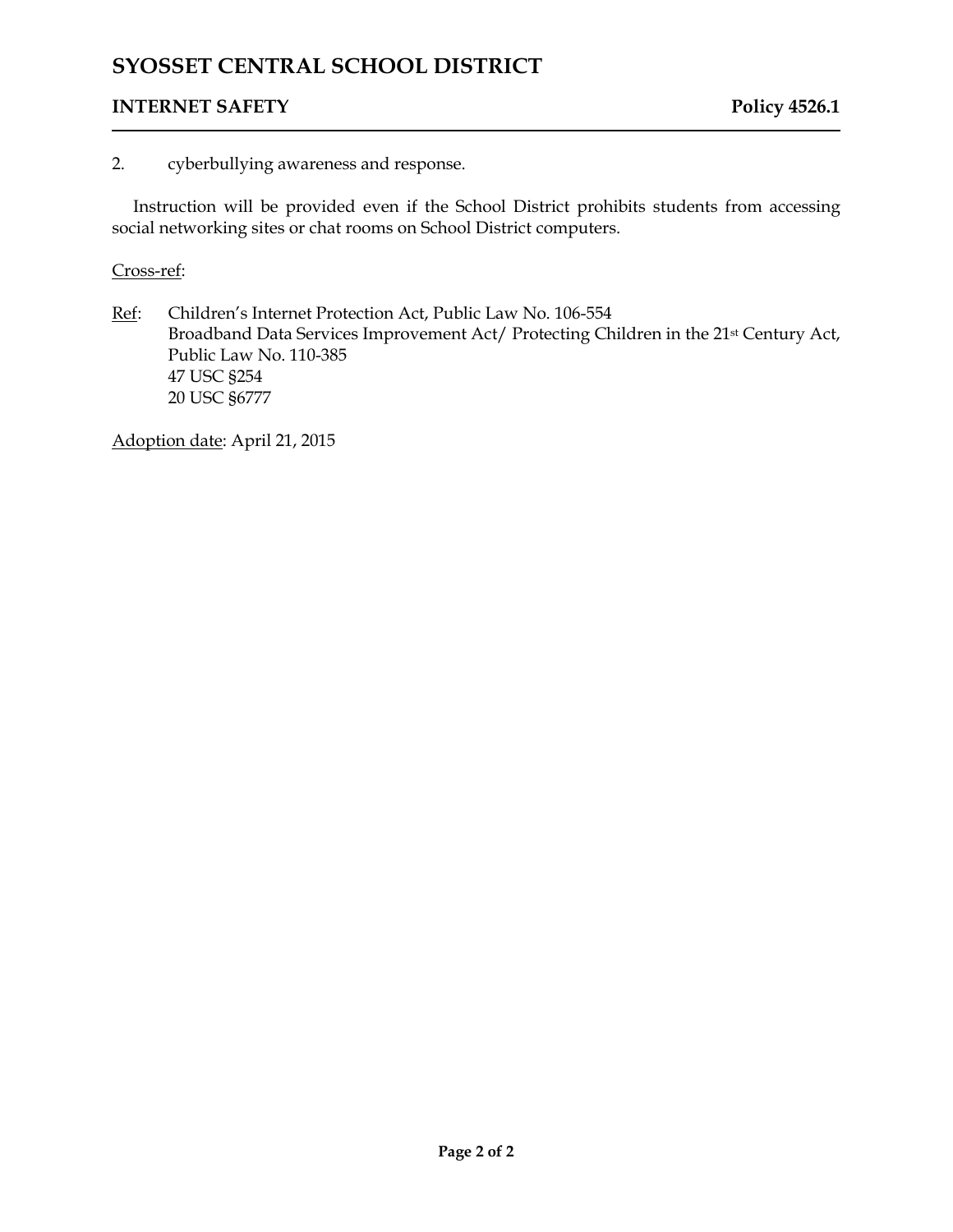2. cyberbullying awareness and response.

Instruction will be provided even if the School District prohibits students from accessing social networking sites or chat rooms on School District computers.

Cross-ref:

Ref: Children's Internet Protection Act, Public Law No. 106-554
Broadband Data Services Improvement Act/ Protecting Children in the 21st Century Act, Public Law No. 110-385
47 USC §254
20 USC §6777

Adoption date: April 21, 2015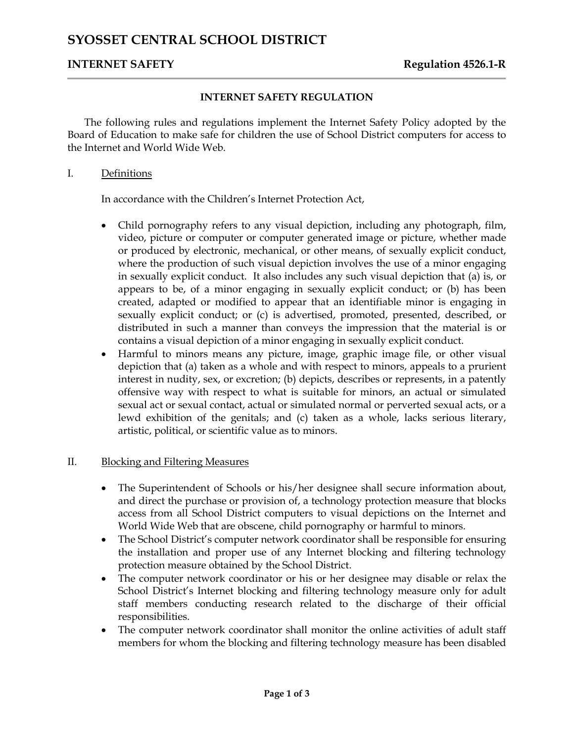# SYOSSET CENTRAL SCHOOL DISTRICT

## INTERNET SAFETY — Regulation 4526.1-R

### INTERNET SAFETY REGULATION

The following rules and regulations implement the Internet Safety Policy adopted by the Board of Education to make safe for children the use of School District computers for access to the Internet and World Wide Web.

I. Definitions

In accordance with the Children's Internet Protection Act,

- Child pornography refers to any visual depiction, including any photograph, film, video, picture or computer or computer generated image or picture, whether made or produced by electronic, mechanical, or other means, of sexually explicit conduct, where the production of such visual depiction involves the use of a minor engaging in sexually explicit conduct. It also includes any such visual depiction that (a) is, or appears to be, of a minor engaging in sexually explicit conduct; or (b) has been created, adapted or modified to appear that an identifiable minor is engaging in sexually explicit conduct; or (c) is advertised, promoted, presented, described, or distributed in such a manner than conveys the impression that the material is or contains a visual depiction of a minor engaging in sexually explicit conduct.
- Harmful to minors means any picture, image, graphic image file, or other visual depiction that (a) taken as a whole and with respect to minors, appeals to a prurient interest in nudity, sex, or excretion; (b) depicts, describes or represents, in a patently offensive way with respect to what is suitable for minors, an actual or simulated sexual act or sexual contact, actual or simulated normal or perverted sexual acts, or a lewd exhibition of the genitals; and (c) taken as a whole, lacks serious literary, artistic, political, or scientific value as to minors.

II. Blocking and Filtering Measures

- The Superintendent of Schools or his/her designee shall secure information about, and direct the purchase or provision of, a technology protection measure that blocks access from all School District computers to visual depictions on the Internet and World Wide Web that are obscene, child pornography or harmful to minors.
- The School District's computer network coordinator shall be responsible for ensuring the installation and proper use of any Internet blocking and filtering technology protection measure obtained by the School District.
- The computer network coordinator or his or her designee may disable or relax the School District's Internet blocking and filtering technology measure only for adult staff members conducting research related to the discharge of their official responsibilities.
- The computer network coordinator shall monitor the online activities of adult staff members for whom the blocking and filtering technology measure has been disabled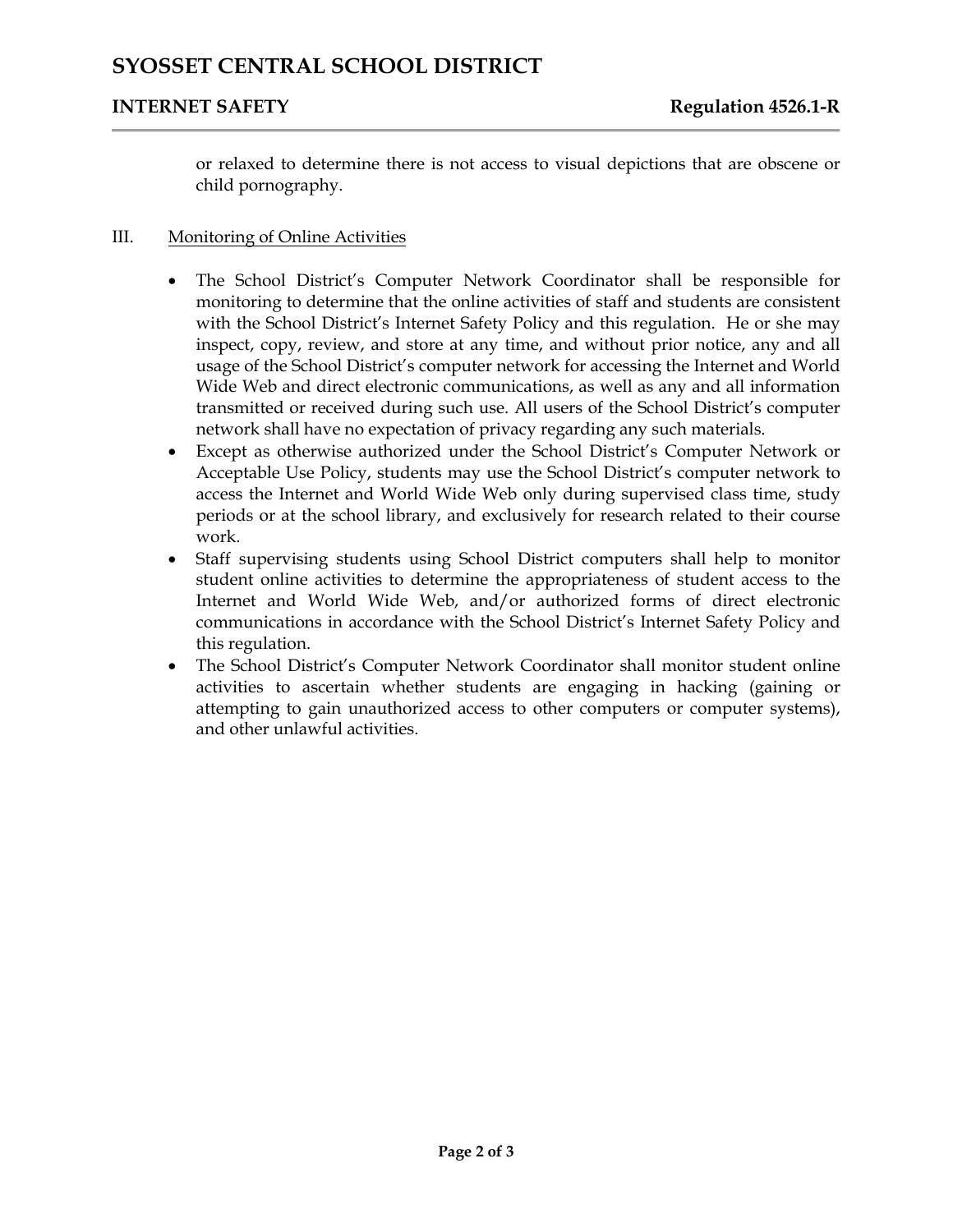or relaxed to determine there is not access to visual depictions that are obscene or child pornography.

III. Monitoring of Online Activities

- The School District's Computer Network Coordinator shall be responsible for monitoring to determine that the online activities of staff and students are consistent with the School District's Internet Safety Policy and this regulation. He or she may inspect, copy, review, and store at any time, and without prior notice, any and all usage of the School District's computer network for accessing the Internet and World Wide Web and direct electronic communications, as well as any and all information transmitted or received during such use. All users of the School District's computer network shall have no expectation of privacy regarding any such materials.
- Except as otherwise authorized under the School District's Computer Network or Acceptable Use Policy, students may use the School District's computer network to access the Internet and World Wide Web only during supervised class time, study periods or at the school library, and exclusively for research related to their course work.
- Staff supervising students using School District computers shall help to monitor student online activities to determine the appropriateness of student access to the Internet and World Wide Web, and/or authorized forms of direct electronic communications in accordance with the School District's Internet Safety Policy and this regulation.
- The School District's Computer Network Coordinator shall monitor student online activities to ascertain whether students are engaging in hacking (gaining or attempting to gain unauthorized access to other computers or computer systems), and other unlawful activities.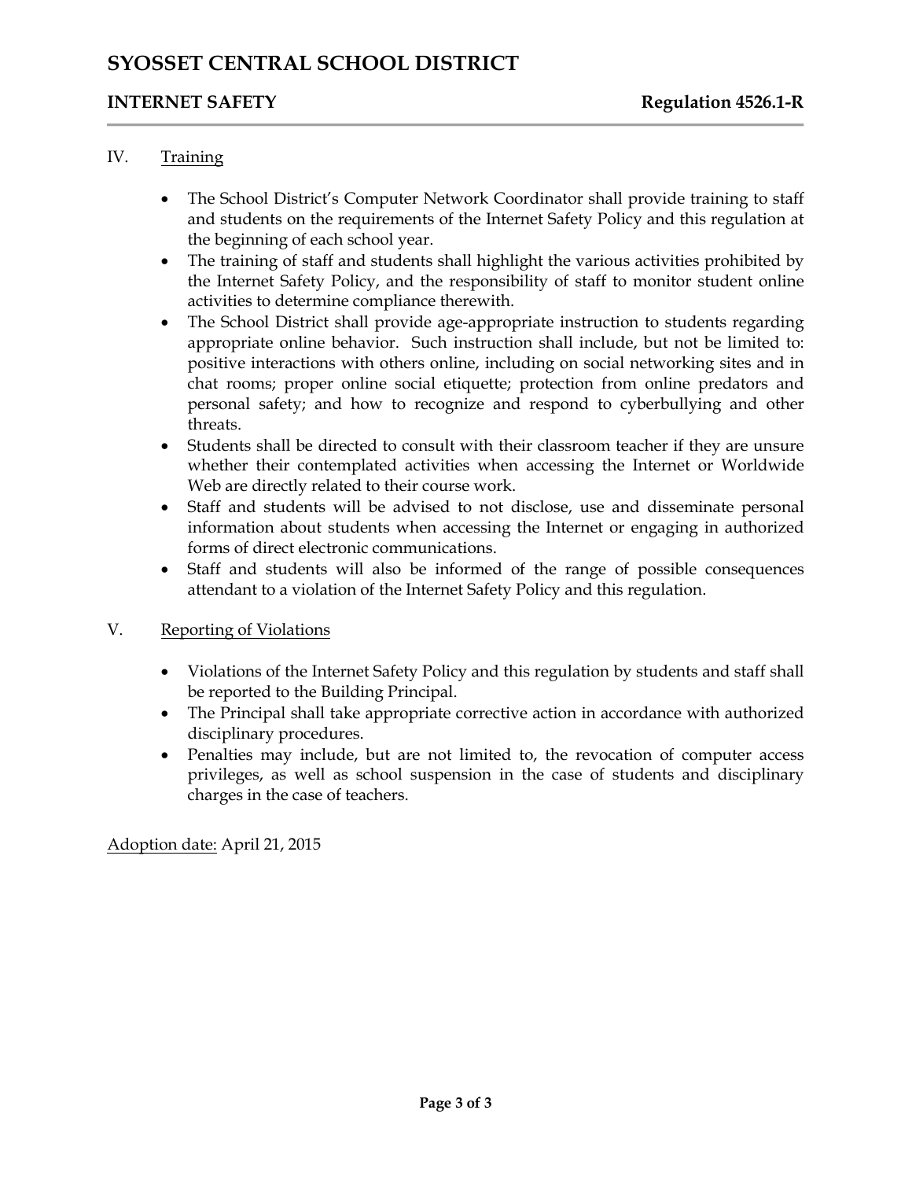## IV. Training

- The School District's Computer Network Coordinator shall provide training to staff and students on the requirements of the Internet Safety Policy and this regulation at the beginning of each school year.
- The training of staff and students shall highlight the various activities prohibited by the Internet Safety Policy, and the responsibility of staff to monitor student online activities to determine compliance therewith.
- The School District shall provide age-appropriate instruction to students regarding appropriate online behavior. Such instruction shall include, but not be limited to: positive interactions with others online, including on social networking sites and in chat rooms; proper online social etiquette; protection from online predators and personal safety; and how to recognize and respond to cyberbullying and other threats.
- Students shall be directed to consult with their classroom teacher if they are unsure whether their contemplated activities when accessing the Internet or Worldwide Web are directly related to their course work.
- Staff and students will be advised to not disclose, use and disseminate personal information about students when accessing the Internet or engaging in authorized forms of direct electronic communications.
- Staff and students will also be informed of the range of possible consequences attendant to a violation of the Internet Safety Policy and this regulation.

## V. Reporting of Violations

- Violations of the Internet Safety Policy and this regulation by students and staff shall be reported to the Building Principal.
- The Principal shall take appropriate corrective action in accordance with authorized disciplinary procedures.
- Penalties may include, but are not limited to, the revocation of computer access privileges, as well as school suspension in the case of students and disciplinary charges in the case of teachers.

Adoption date: April 21, 2015